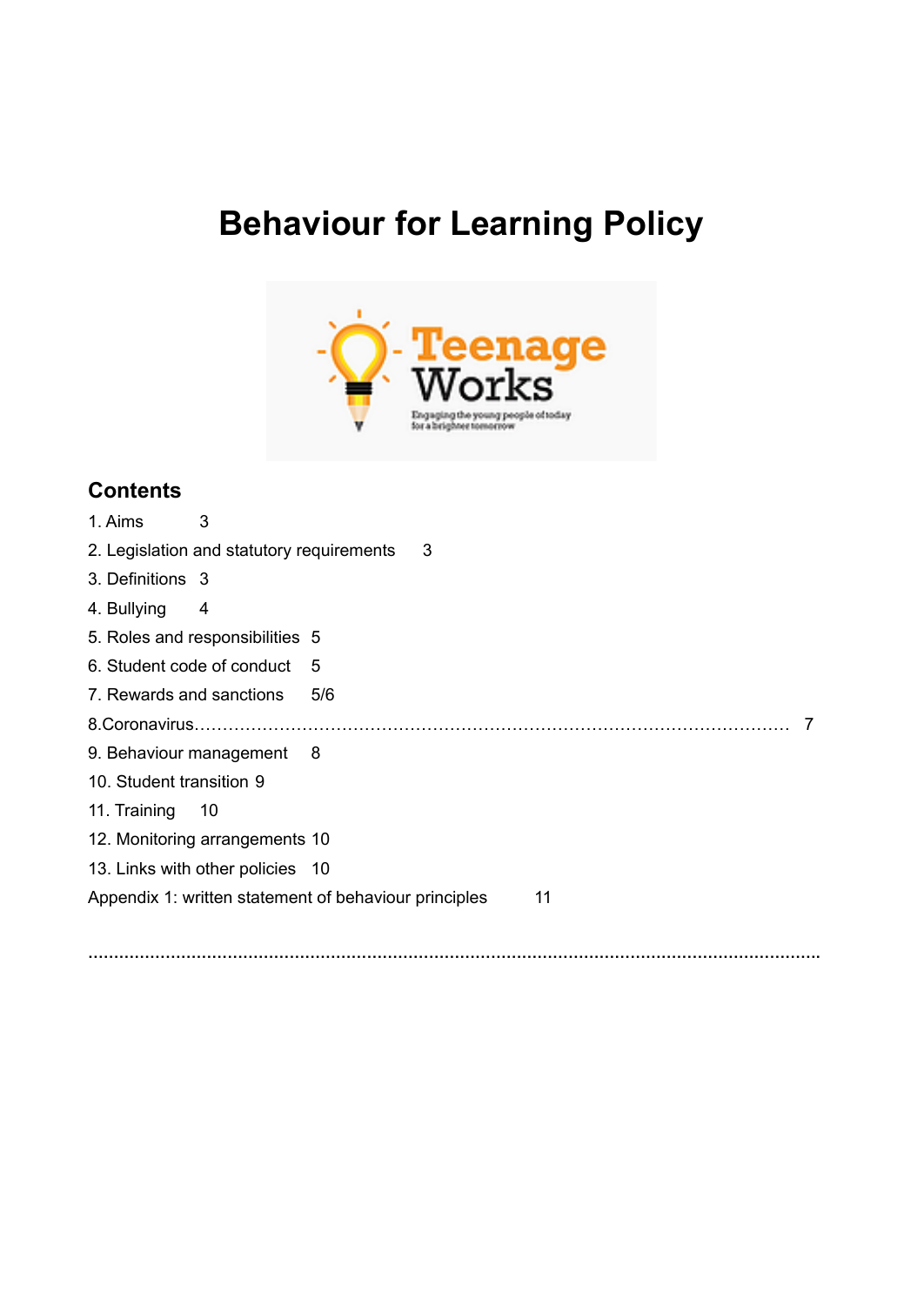# Behaviour for Learning Policy

## Contents

1. Aims 3
2. Legislation and statutory requirements 3
3. Definitions 3
4. Bullying 4
5. Roles and responsibilities 5
6. Student code of conduct 5
7. Rewards and sanctions 5/6

8.Coronavirus……………………………………………………………………………………… 7

9. Behaviour management 8
10. Student transition 9
11. Training 10
12. Monitoring arrangements 10
13. Links with other policies 10

Appendix 1: written statement of behaviour principles 11

……………………………………………………………………………………………………………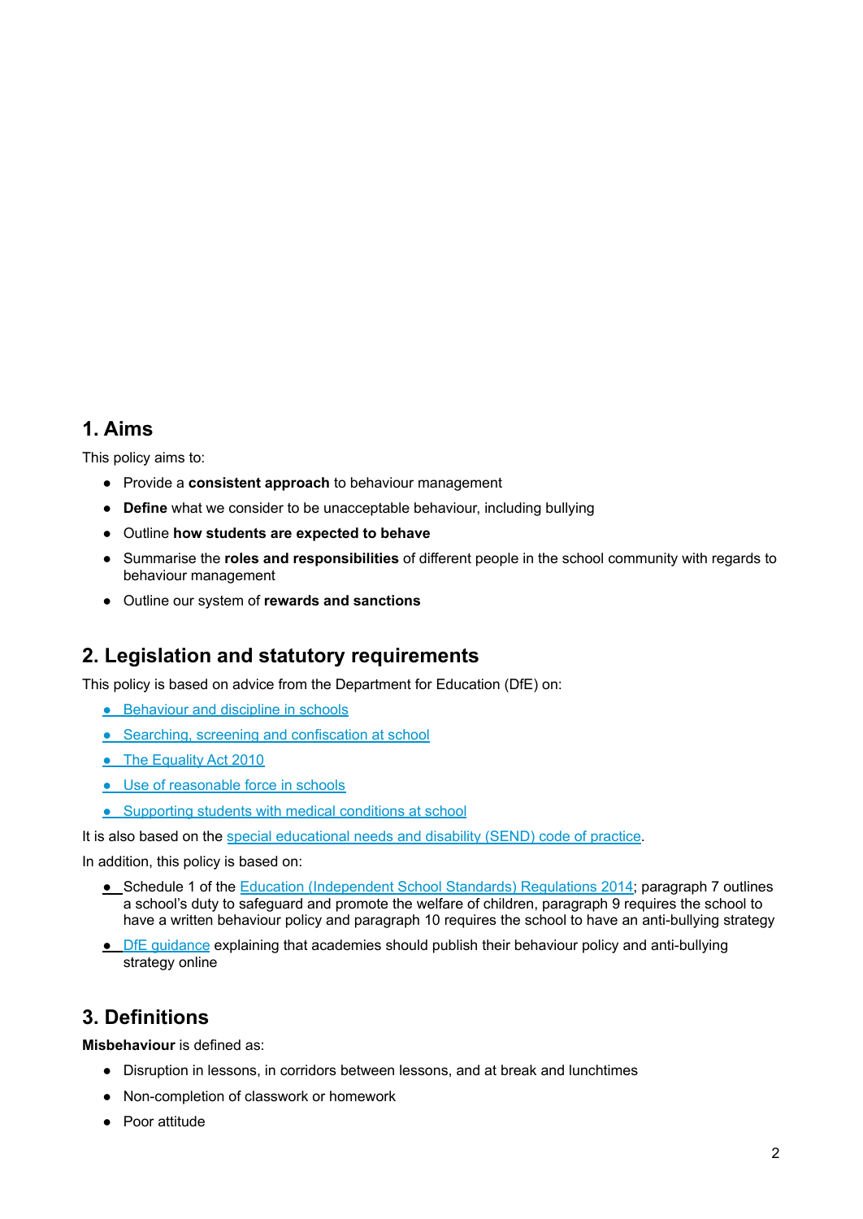## 1. Aims

This policy aims to:

- Provide a **consistent approach** to behaviour management
- **Define** what we consider to be unacceptable behaviour, including bullying
- Outline **how students are expected to behave**
- Summarise the **roles and responsibilities** of different people in the school community with regards to behaviour management
- Outline our system of **rewards and sanctions**

## 2. Legislation and statutory requirements

This policy is based on advice from the Department for Education (DfE) on:

- Behaviour and discipline in schools
- Searching, screening and confiscation at school
- The Equality Act 2010
- Use of reasonable force in schools
- Supporting students with medical conditions at school

It is also based on the special educational needs and disability (SEND) code of practice.

In addition, this policy is based on:

- Schedule 1 of the Education (Independent School Standards) Regulations 2014; paragraph 7 outlines a school's duty to safeguard and promote the welfare of children, paragraph 9 requires the school to have a written behaviour policy and paragraph 10 requires the school to have an anti-bullying strategy
- DfE guidance explaining that academies should publish their behaviour policy and anti-bullying strategy online

## 3. Definitions

**Misbehaviour** is defined as:

- Disruption in lessons, in corridors between lessons, and at break and lunchtimes
- Non-completion of classwork or homework
- Poor attitude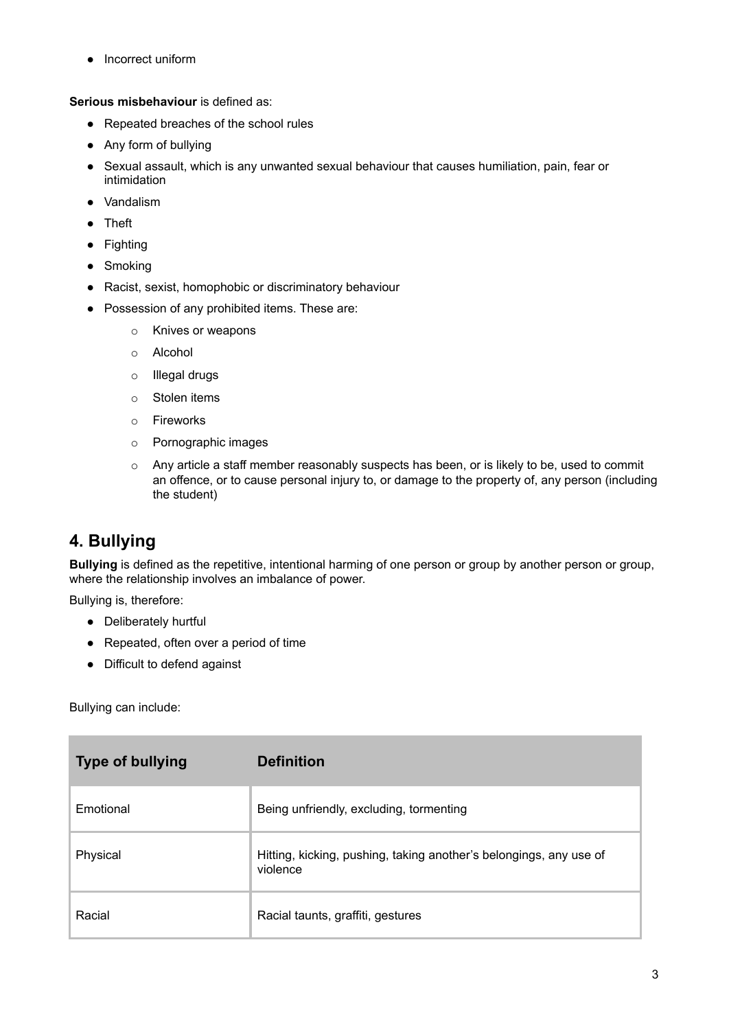- Incorrect uniform

**Serious misbehaviour** is defined as:

- Repeated breaches of the school rules
- Any form of bullying
- Sexual assault, which is any unwanted sexual behaviour that causes humiliation, pain, fear or intimidation
- Vandalism
- Theft
- Fighting
- Smoking
- Racist, sexist, homophobic or discriminatory behaviour
- Possession of any prohibited items. These are:
    - Knives or weapons
    - Alcohol
    - Illegal drugs
    - Stolen items
    - Fireworks
    - Pornographic images
    - Any article a staff member reasonably suspects has been, or is likely to be, used to commit an offence, or to cause personal injury to, or damage to the property of, any person (including the student)

## 4. Bullying

**Bullying** is defined as the repetitive, intentional harming of one person or group by another person or group, where the relationship involves an imbalance of power.

Bullying is, therefore:

- Deliberately hurtful
- Repeated, often over a period of time
- Difficult to defend against

Bullying can include:

| Type of bullying | Definition |
|---|---|
| Emotional | Being unfriendly, excluding, tormenting |
| Physical | Hitting, kicking, pushing, taking another's belongings, any use of violence |
| Racial | Racial taunts, graffiti, gestures |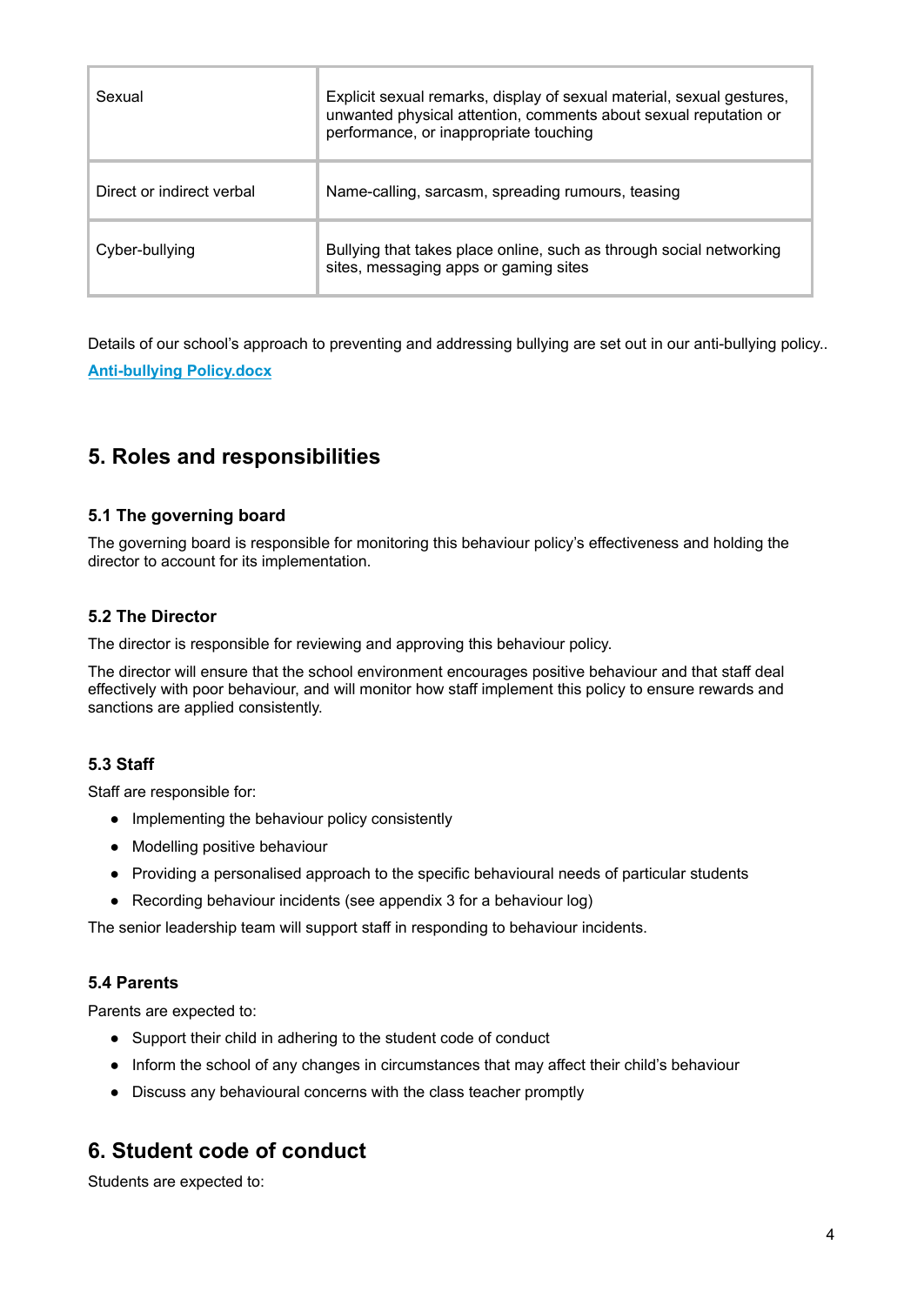| Sexual | Explicit sexual remarks, display of sexual material, sexual gestures, unwanted physical attention, comments about sexual reputation or performance, or inappropriate touching |
| --- | --- |
| Direct or indirect verbal | Name-calling, sarcasm, spreading rumours, teasing |
| Cyber-bullying | Bullying that takes place online, such as through social networking sites, messaging apps or gaming sites |

Details of our school's approach to preventing and addressing bullying are set out in our anti-bullying policy.. **Anti-bullying Policy.docx**

## 5. Roles and responsibilities

### 5.1 The governing board

The governing board is responsible for monitoring this behaviour policy's effectiveness and holding the director to account for its implementation.

### 5.2 The Director

The director is responsible for reviewing and approving this behaviour policy.

The director will ensure that the school environment encourages positive behaviour and that staff deal effectively with poor behaviour, and will monitor how staff implement this policy to ensure rewards and sanctions are applied consistently.

### 5.3 Staff

Staff are responsible for:

- Implementing the behaviour policy consistently
- Modelling positive behaviour
- Providing a personalised approach to the specific behavioural needs of particular students
- Recording behaviour incidents (see appendix 3 for a behaviour log)

The senior leadership team will support staff in responding to behaviour incidents.

### 5.4 Parents

Parents are expected to:

- Support their child in adhering to the student code of conduct
- Inform the school of any changes in circumstances that may affect their child's behaviour
- Discuss any behavioural concerns with the class teacher promptly

## 6. Student code of conduct

Students are expected to: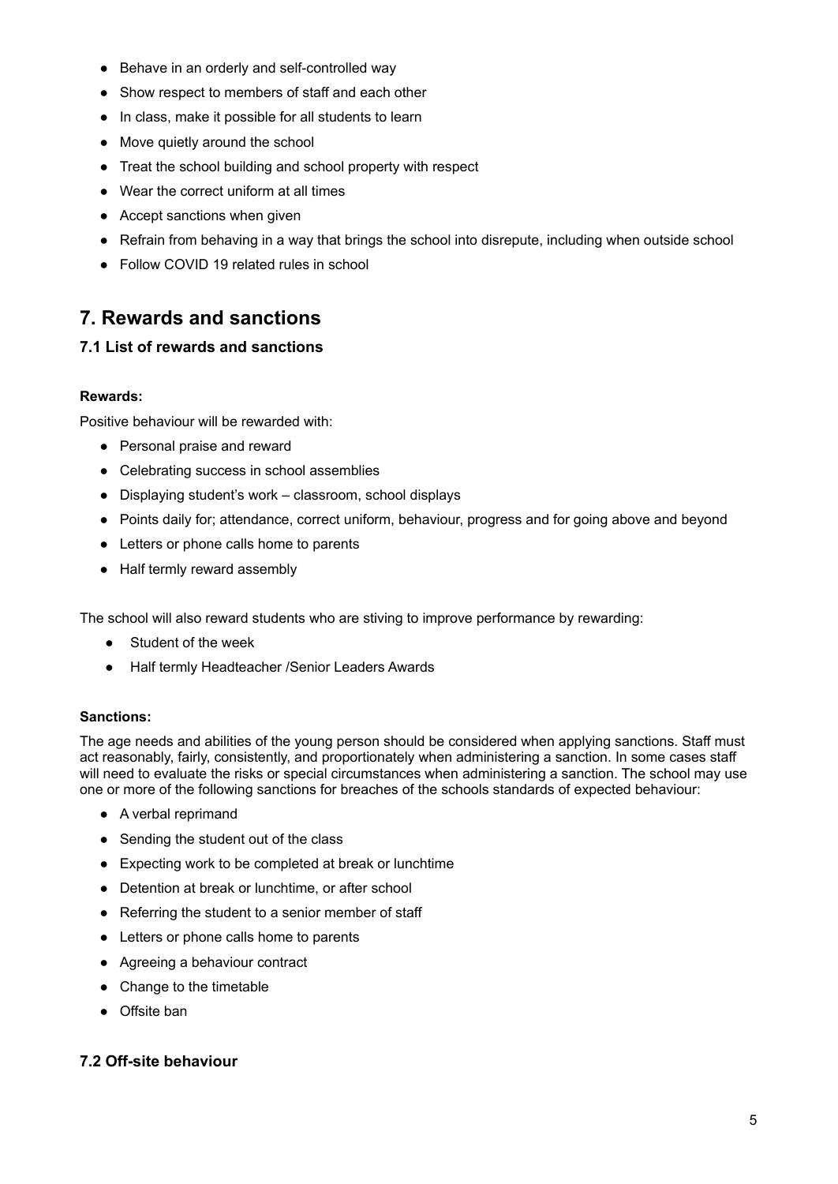- Behave in an orderly and self-controlled way
- Show respect to members of staff and each other
- In class, make it possible for all students to learn
- Move quietly around the school
- Treat the school building and school property with respect
- Wear the correct uniform at all times
- Accept sanctions when given
- Refrain from behaving in a way that brings the school into disrepute, including when outside school
- Follow COVID 19 related rules in school

## 7. Rewards and sanctions

### 7.1 List of rewards and sanctions

**Rewards:**

Positive behaviour will be rewarded with:

- Personal praise and reward
- Celebrating success in school assemblies
- Displaying student's work – classroom, school displays
- Points daily for; attendance, correct uniform, behaviour, progress and for going above and beyond
- Letters or phone calls home to parents
- Half termly reward assembly

The school will also reward students who are stiving to improve performance by rewarding:

- Student of the week
- Half termly Headteacher /Senior Leaders Awards

**Sanctions:**

The age needs and abilities of the young person should be considered when applying sanctions. Staff must act reasonably, fairly, consistently, and proportionately when administering a sanction. In some cases staff will need to evaluate the risks or special circumstances when administering a sanction. The school may use one or more of the following sanctions for breaches of the schools standards of expected behaviour:

- A verbal reprimand
- Sending the student out of the class
- Expecting work to be completed at break or lunchtime
- Detention at break or lunchtime, or after school
- Referring the student to a senior member of staff
- Letters or phone calls home to parents
- Agreeing a behaviour contract
- Change to the timetable
- Offsite ban

### 7.2 Off-site behaviour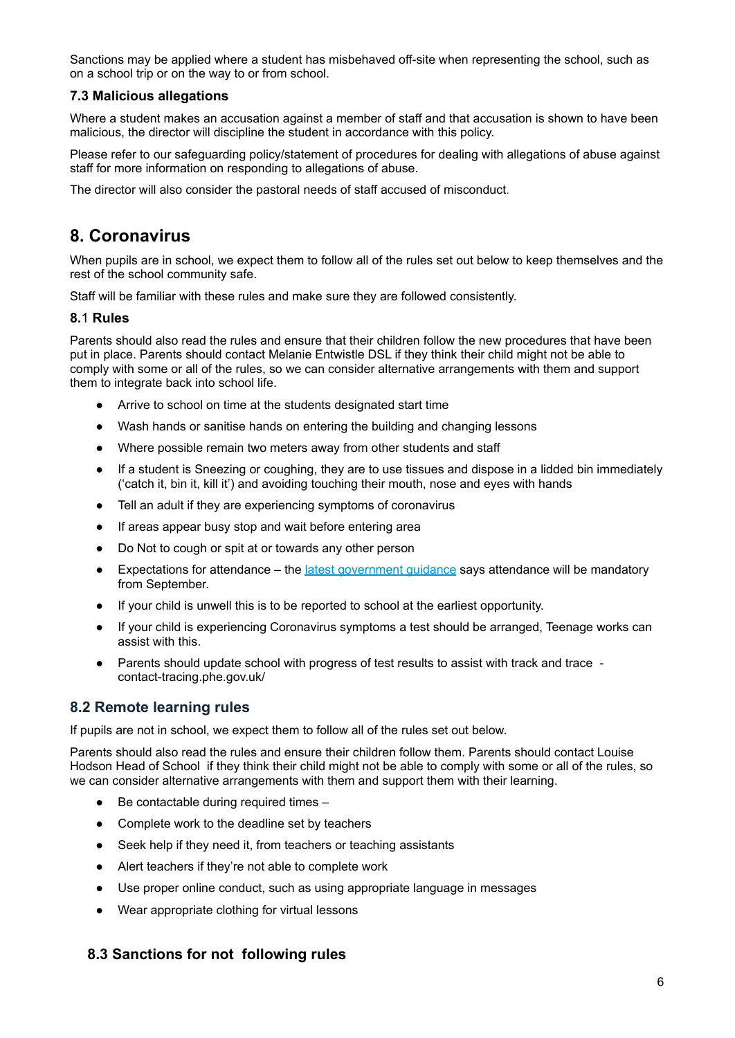Sanctions may be applied where a student has misbehaved off-site when representing the school, such as on a school trip or on the way to or from school.

### 7.3 Malicious allegations

Where a student makes an accusation against a member of staff and that accusation is shown to have been malicious, the director will discipline the student in accordance with this policy.

Please refer to our safeguarding policy/statement of procedures for dealing with allegations of abuse against staff for more information on responding to allegations of abuse.

The director will also consider the pastoral needs of staff accused of misconduct.

## 8. Coronavirus

When pupils are in school, we expect them to follow all of the rules set out below to keep themselves and the rest of the school community safe.

Staff will be familiar with these rules and make sure they are followed consistently.

### 8.1 Rules

Parents should also read the rules and ensure that their children follow the new procedures that have been put in place. Parents should contact Melanie Entwistle DSL if they think their child might not be able to comply with some or all of the rules, so we can consider alternative arrangements with them and support them to integrate back into school life.

- Arrive to school on time at the students designated start time
- Wash hands or sanitise hands on entering the building and changing lessons
- Where possible remain two meters away from other students and staff
- If a student is Sneezing or coughing, they are to use tissues and dispose in a lidded bin immediately ('catch it, bin it, kill it') and avoiding touching their mouth, nose and eyes with hands
- Tell an adult if they are experiencing symptoms of coronavirus
- If areas appear busy stop and wait before entering area
- Do Not to cough or spit at or towards any other person
- Expectations for attendance – the latest government guidance says attendance will be mandatory from September.
- If your child is unwell this is to be reported to school at the earliest opportunity.
- If your child is experiencing Coronavirus symptoms a test should be arranged, Teenage works can assist with this.
- Parents should update school with progress of test results to assist with track and trace - contact-tracing.phe.gov.uk/

### 8.2 Remote learning rules

If pupils are not in school, we expect them to follow all of the rules set out below.

Parents should also read the rules and ensure their children follow them. Parents should contact Louise Hodson Head of School if they think their child might not be able to comply with some or all of the rules, so we can consider alternative arrangements with them and support them with their learning.

- Be contactable during required times –
- Complete work to the deadline set by teachers
- Seek help if they need it, from teachers or teaching assistants
- Alert teachers if they're not able to complete work
- Use proper online conduct, such as using appropriate language in messages
- Wear appropriate clothing for virtual lessons

### 8.3 Sanctions for not following rules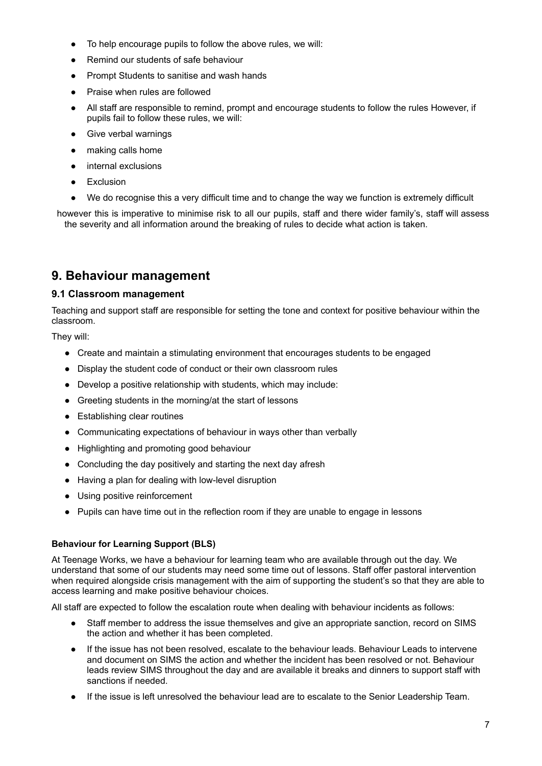- To help encourage pupils to follow the above rules, we will:
- Remind our students of safe behaviour
- Prompt Students to sanitise and wash hands
- Praise when rules are followed
- All staff are responsible to remind, prompt and encourage students to follow the rules However, if pupils fail to follow these rules, we will:
- Give verbal warnings
- making calls home
- internal exclusions
- Exclusion
- We do recognise this a very difficult time and to change the way we function is extremely difficult

however this is imperative to minimise risk to all our pupils, staff and there wider family's, staff will assess the severity and all information around the breaking of rules to decide what action is taken.

## 9. Behaviour management

### 9.1 Classroom management

Teaching and support staff are responsible for setting the tone and context for positive behaviour within the classroom.

They will:

- Create and maintain a stimulating environment that encourages students to be engaged
- Display the student code of conduct or their own classroom rules
- Develop a positive relationship with students, which may include:
- Greeting students in the morning/at the start of lessons
- Establishing clear routines
- Communicating expectations of behaviour in ways other than verbally
- Highlighting and promoting good behaviour
- Concluding the day positively and starting the next day afresh
- Having a plan for dealing with low-level disruption
- Using positive reinforcement
- Pupils can have time out in the reflection room if they are unable to engage in lessons

**Behaviour for Learning Support (BLS)**

At Teenage Works, we have a behaviour for learning team who are available through out the day. We understand that some of our students may need some time out of lessons. Staff offer pastoral intervention when required alongside crisis management with the aim of supporting the student's so that they are able to access learning and make positive behaviour choices.

All staff are expected to follow the escalation route when dealing with behaviour incidents as follows:

- Staff member to address the issue themselves and give an appropriate sanction, record on SIMS the action and whether it has been completed.
- If the issue has not been resolved, escalate to the behaviour leads. Behaviour Leads to intervene and document on SIMS the action and whether the incident has been resolved or not. Behaviour leads review SIMS throughout the day and are available it breaks and dinners to support staff with sanctions if needed.
- If the issue is left unresolved the behaviour lead are to escalate to the Senior Leadership Team.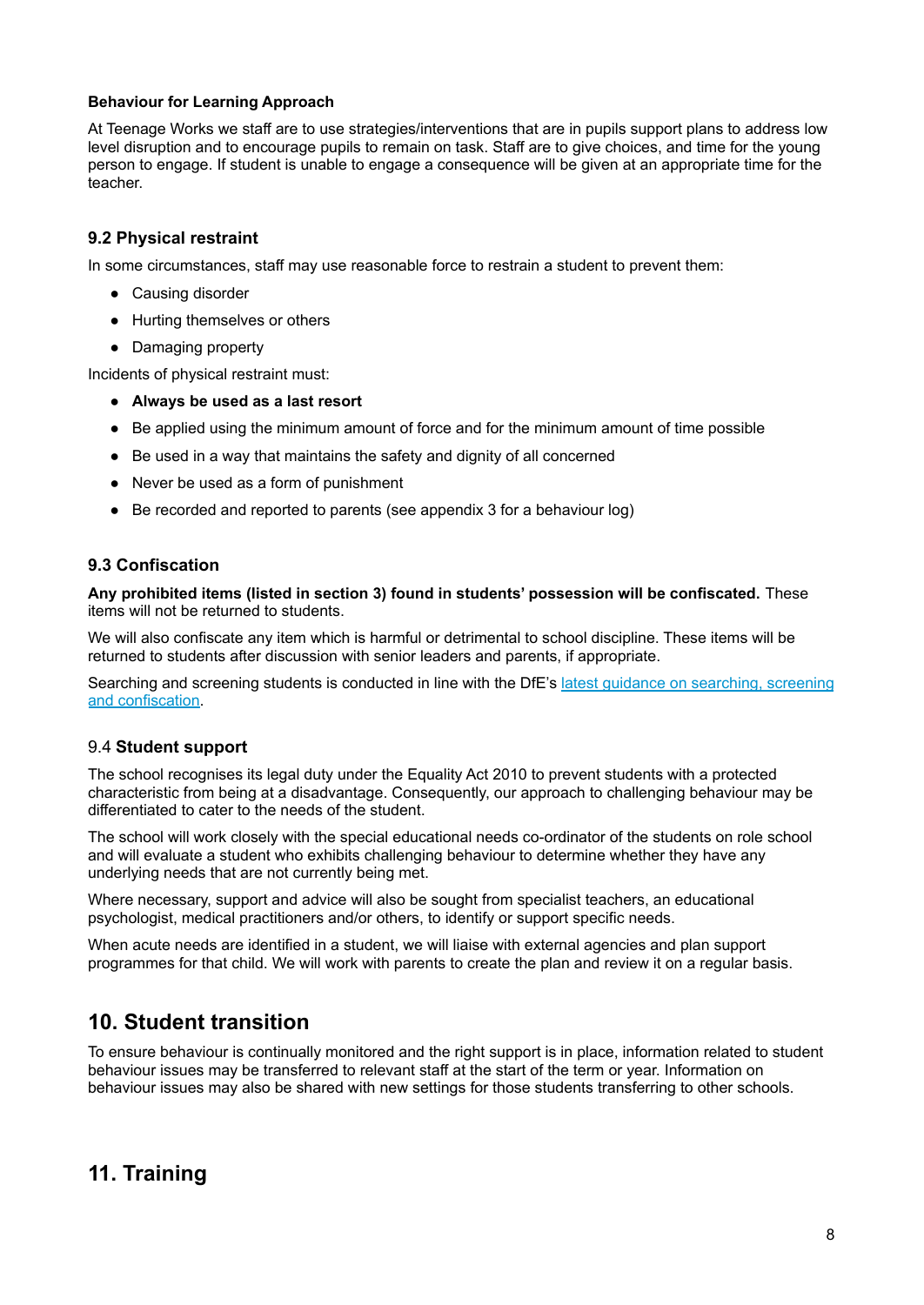**Behaviour for Learning Approach**

At Teenage Works we staff are to use strategies/interventions that are in pupils support plans to address low level disruption and to encourage pupils to remain on task. Staff are to give choices, and time for the young person to engage. If student is unable to engage a consequence will be given at an appropriate time for the teacher.

### 9.2 Physical restraint

In some circumstances, staff may use reasonable force to restrain a student to prevent them:

- Causing disorder
- Hurting themselves or others
- Damaging property

Incidents of physical restraint must:

- **Always be used as a last resort**
- Be applied using the minimum amount of force and for the minimum amount of time possible
- Be used in a way that maintains the safety and dignity of all concerned
- Never be used as a form of punishment
- Be recorded and reported to parents (see appendix 3 for a behaviour log)

### 9.3 Confiscation

**Any prohibited items (listed in section 3) found in students' possession will be confiscated.** These items will not be returned to students.

We will also confiscate any item which is harmful or detrimental to school discipline. These items will be returned to students after discussion with senior leaders and parents, if appropriate.

Searching and screening students is conducted in line with the DfE's [latest guidance on searching, screening and confiscation](latest guidance on searching, screening and confiscation).

### 9.4 **Student support**

The school recognises its legal duty under the Equality Act 2010 to prevent students with a protected characteristic from being at a disadvantage. Consequently, our approach to challenging behaviour may be differentiated to cater to the needs of the student.

The school will work closely with the special educational needs co-ordinator of the students on role school and will evaluate a student who exhibits challenging behaviour to determine whether they have any underlying needs that are not currently being met.

Where necessary, support and advice will also be sought from specialist teachers, an educational psychologist, medical practitioners and/or others, to identify or support specific needs.

When acute needs are identified in a student, we will liaise with external agencies and plan support programmes for that child. We will work with parents to create the plan and review it on a regular basis.

## 10. Student transition

To ensure behaviour is continually monitored and the right support is in place, information related to student behaviour issues may be transferred to relevant staff at the start of the term or year. Information on behaviour issues may also be shared with new settings for those students transferring to other schools.

## 11. Training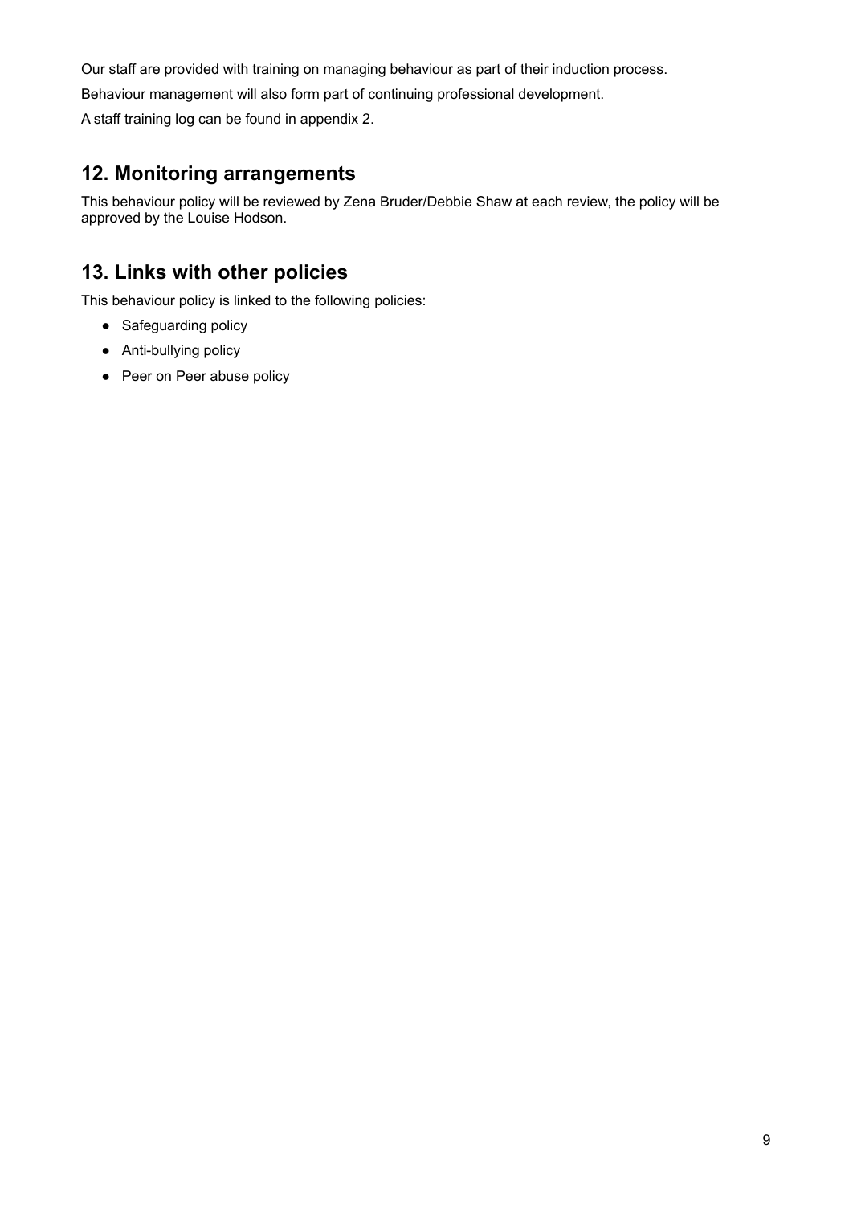Our staff are provided with training on managing behaviour as part of their induction process.

Behaviour management will also form part of continuing professional development.

A staff training log can be found in appendix 2.

## 12. Monitoring arrangements

This behaviour policy will be reviewed by Zena Bruder/Debbie Shaw at each review, the policy will be approved by the Louise Hodson.

## 13. Links with other policies

This behaviour policy is linked to the following policies:

- Safeguarding policy
- Anti-bullying policy
- Peer on Peer abuse policy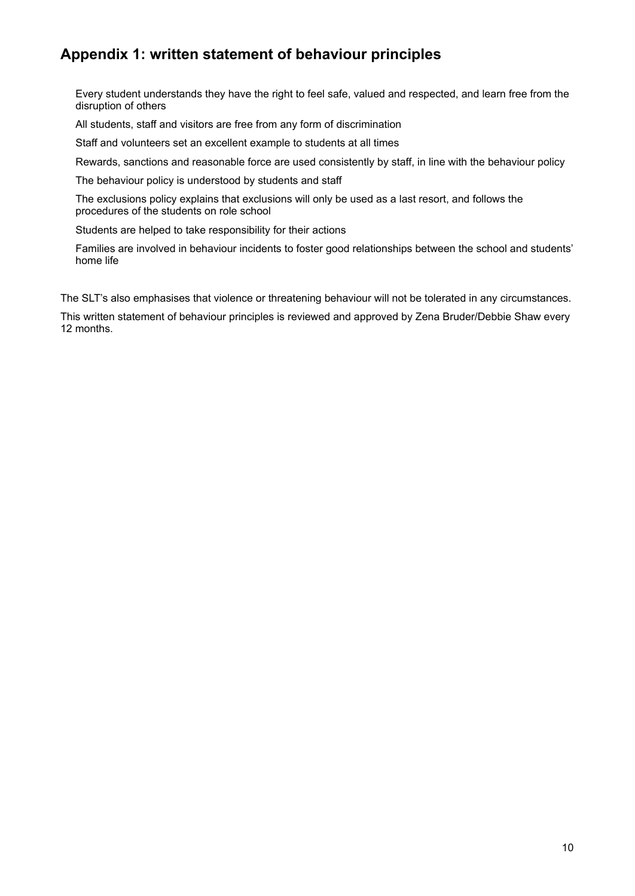## Appendix 1: written statement of behaviour principles

- Every student understands they have the right to feel safe, valued and respected, and learn free from the disruption of others
- All students, staff and visitors are free from any form of discrimination
- Staff and volunteers set an excellent example to students at all times
- Rewards, sanctions and reasonable force are used consistently by staff, in line with the behaviour policy
- The behaviour policy is understood by students and staff
- The exclusions policy explains that exclusions will only be used as a last resort, and follows the procedures of the students on role school
- Students are helped to take responsibility for their actions
- Families are involved in behaviour incidents to foster good relationships between the school and students' home life

The SLT's also emphasises that violence or threatening behaviour will not be tolerated in any circumstances.

This written statement of behaviour principles is reviewed and approved by Zena Bruder/Debbie Shaw every 12 months.